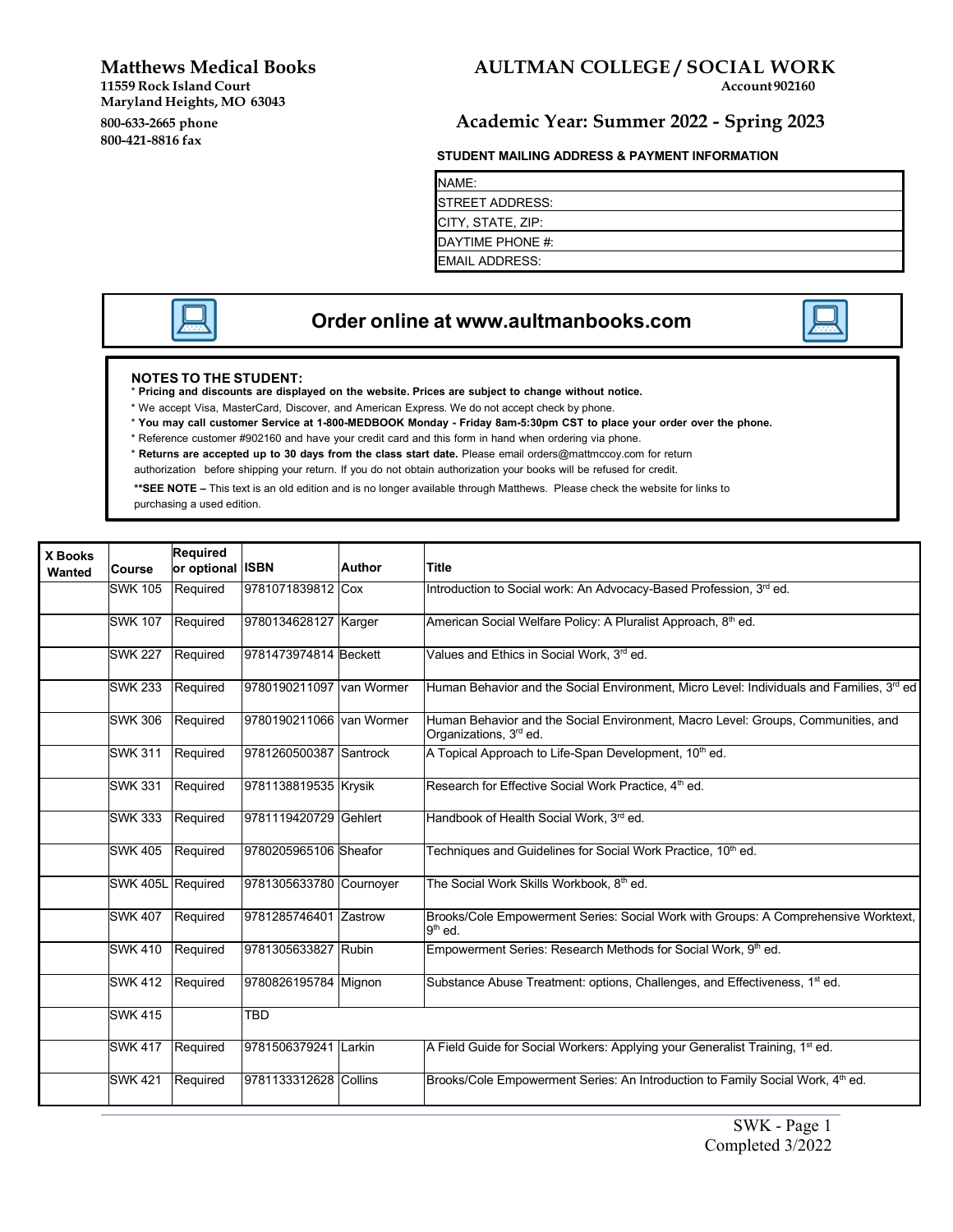**Matthews Medical Books**
11559 Rock Island Court
Maryland Heights, MO 63043
800-633-2665 phone
800-421-8816 fax

# AULTMAN COLLEGE / SOCIAL WORK

Account 902160

## Academic Year: Summer 2022 - Spring 2023

**STUDENT MAILING ADDRESS & PAYMENT INFORMATION**

| NAME: |
|---|
| STREET ADDRESS: |
| CITY, STATE, ZIP: |
| DAYTIME PHONE #: |
| EMAIL ADDRESS: |

## Order online at www.aultmanbooks.com

**NOTES TO THE STUDENT:**

* **Pricing and discounts are displayed on the website. Prices are subject to change without notice.**
* We accept Visa, MasterCard, Discover, and American Express. We do not accept check by phone.
* **You may call customer Service at 1-800-MEDBOOK Monday - Friday 8am-5:30pm CST to place your order over the phone.**
* Reference customer #902160 and have your credit card and this form in hand when ordering via phone.
* **Returns are accepted up to 30 days from the class start date.** Please email orders@mattmccoy.com for return authorization before shipping your return. If you do not obtain authorization your books will be refused for credit.

**\*\*SEE NOTE –** This text is an old edition and is no longer available through Matthews. Please check the website for links to purchasing a used edition.

| X Books Wanted | Course | Required or optional | ISBN | Author | Title |
|---|---|---|---|---|---|
| | SWK 105 | Required | 9781071839812 | Cox | Introduction to Social work: An Advocacy-Based Profession, 3rd ed. |
| | SWK 107 | Required | 9780134628127 | Karger | American Social Welfare Policy: A Pluralist Approach, 8th ed. |
| | SWK 227 | Required | 9781473974814 | Beckett | Values and Ethics in Social Work, 3rd ed. |
| | SWK 233 | Required | 9780190211097 | van Wormer | Human Behavior and the Social Environment, Micro Level: Individuals and Families, 3rd ed |
| | SWK 306 | Required | 9780190211066 | van Wormer | Human Behavior and the Social Environment, Macro Level: Groups, Communities, and Organizations, 3rd ed. |
| | SWK 311 | Required | 9781260500387 | Santrock | A Topical Approach to Life-Span Development, 10th ed. |
| | SWK 331 | Required | 9781138819535 | Krysik | Research for Effective Social Work Practice, 4th ed. |
| | SWK 333 | Required | 9781119420729 | Gehlert | Handbook of Health Social Work, 3rd ed. |
| | SWK 405 | Required | 9780205965106 | Sheafor | Techniques and Guidelines for Social Work Practice, 10th ed. |
| | SWK 405L | Required | 9781305633780 | Cournoyer | The Social Work Skills Workbook, 8th ed. |
| | SWK 407 | Required | 9781285746401 | Zastrow | Brooks/Cole Empowerment Series: Social Work with Groups: A Comprehensive Worktext, 9th ed. |
| | SWK 410 | Required | 9781305633827 | Rubin | Empowerment Series: Research Methods for Social Work, 9th ed. |
| | SWK 412 | Required | 9780826195784 | Mignon | Substance Abuse Treatment: options, Challenges, and Effectiveness, 1st ed. |
| | SWK 415 | | TBD | | |
| | SWK 417 | Required | 9781506379241 | Larkin | A Field Guide for Social Workers: Applying your Generalist Training, 1st ed. |
| | SWK 421 | Required | 9781133312628 | Collins | Brooks/Cole Empowerment Series: An Introduction to Family Social Work, 4th ed. |

Completed 3/2022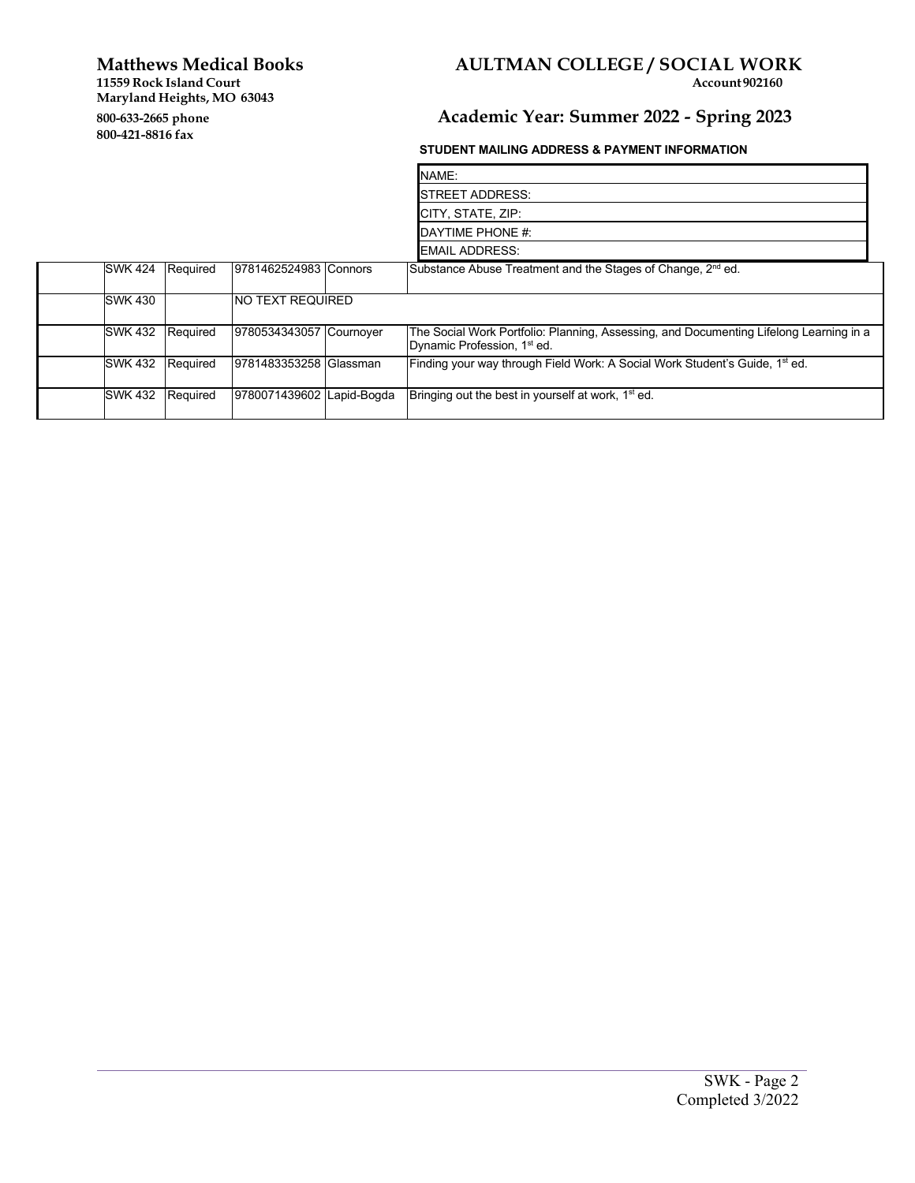**Matthews Medical Books**
**11559 Rock Island Court**
**Maryland Heights, MO 63043**
**800-633-2665 phone**
**800-421-8816 fax**

## AULTMAN COLLEGE / SOCIAL WORK

**Account 902160**

## Academic Year: Summer 2022 - Spring 2023

**STUDENT MAILING ADDRESS & PAYMENT INFORMATION**

| |
|---|
| NAME: |
| STREET ADDRESS: |
| CITY, STATE, ZIP: |
| DAYTIME PHONE #: |
| EMAIL ADDRESS: |

| | | | | | |
|---|---|---|---|---|---|
| | SWK 424 | Required | 9781462524983 | Connors | Substance Abuse Treatment and the Stages of Change, 2nd ed. |
| | SWK 430 | | NO TEXT REQUIRED | | |
| | SWK 432 | Required | 9780534343057 | Cournoyer | The Social Work Portfolio: Planning, Assessing, and Documenting Lifelong Learning in a Dynamic Profession, 1st ed. |
| | SWK 432 | Required | 9781483353258 | Glassman | Finding your way through Field Work: A Social Work Student's Guide, 1st ed. |
| | SWK 432 | Required | 9780071439602 | Lapid-Bogda | Bringing out the best in yourself at work, 1st ed. |

SWK - Page 2
Completed 3/2022